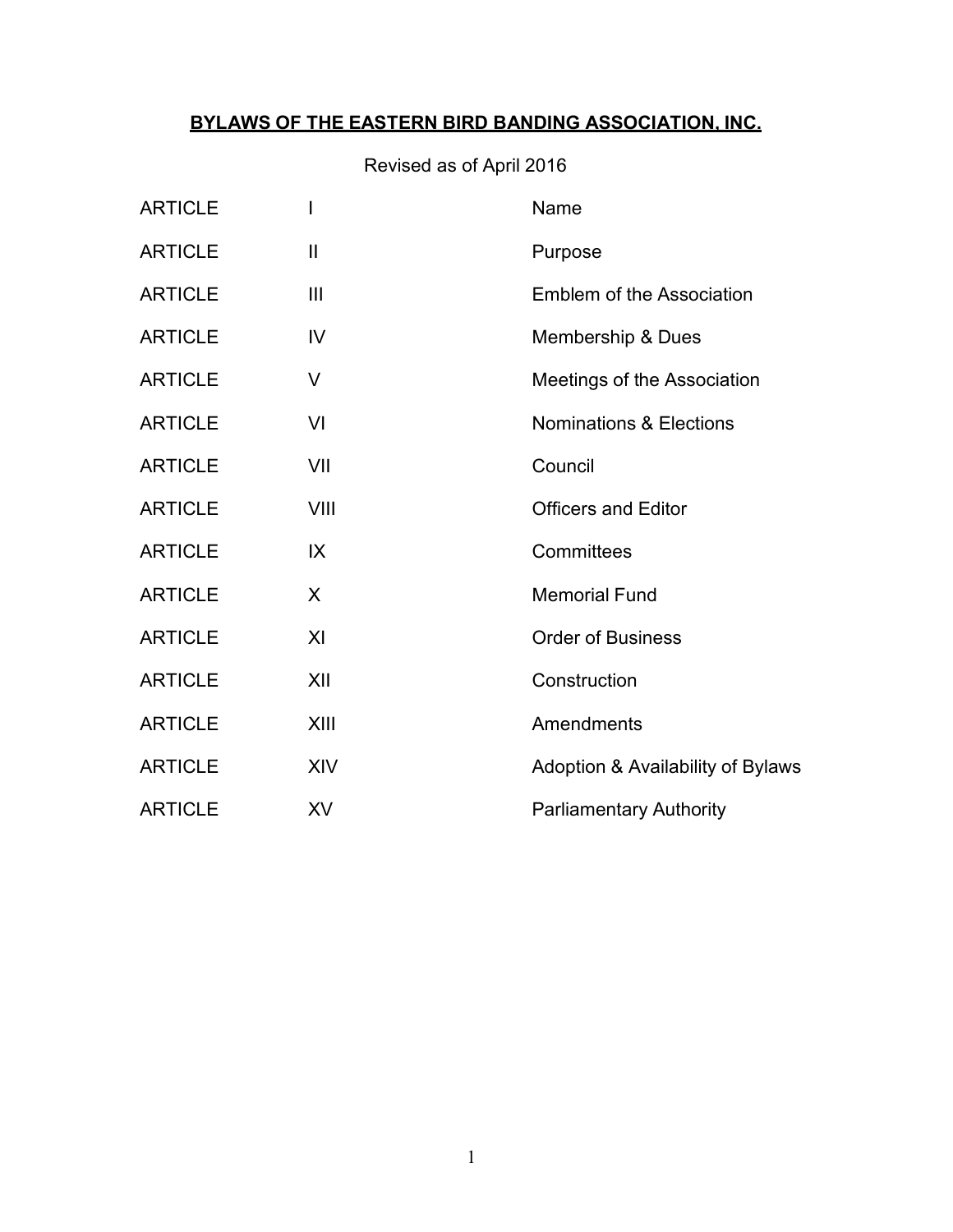# BYLAWS OF THE EASTERN BIRD BANDING ASSOCIATION, INC.

Revised as of April 2016

| | | |
|---|---|---|
| ARTICLE | I | Name |
| ARTICLE | II | Purpose |
| ARTICLE | III | Emblem of the Association |
| ARTICLE | IV | Membership & Dues |
| ARTICLE | V | Meetings of the Association |
| ARTICLE | VI | Nominations & Elections |
| ARTICLE | VII | Council |
| ARTICLE | VIII | Officers and Editor |
| ARTICLE | IX | Committees |
| ARTICLE | X | Memorial Fund |
| ARTICLE | XI | Order of Business |
| ARTICLE | XII | Construction |
| ARTICLE | XIII | Amendments |
| ARTICLE | XIV | Adoption & Availability of Bylaws |
| ARTICLE | XV | Parliamentary Authority |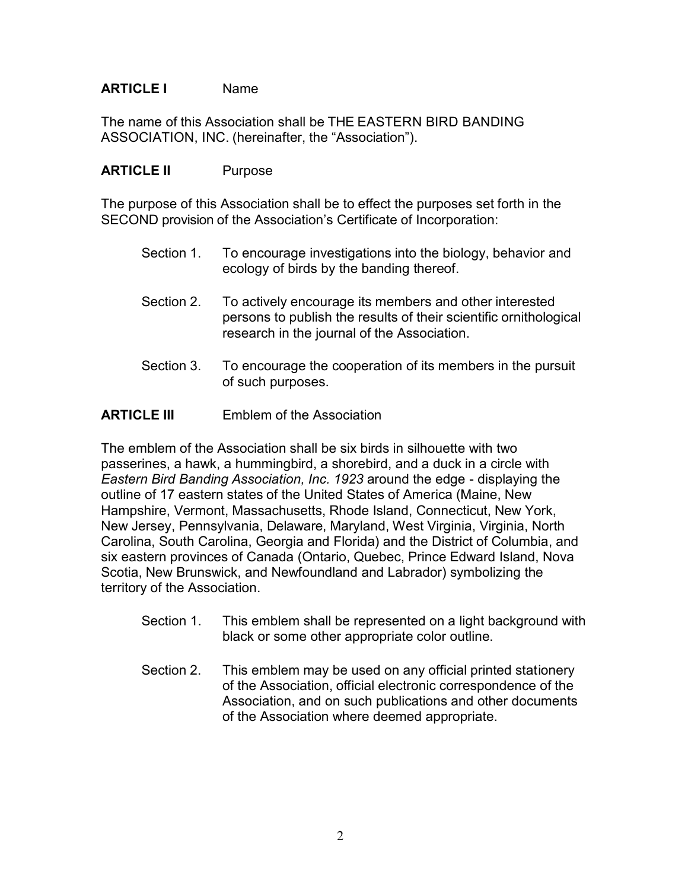## ARTICLE I Name

The name of this Association shall be THE EASTERN BIRD BANDING ASSOCIATION, INC. (hereinafter, the "Association").

## ARTICLE II Purpose

The purpose of this Association shall be to effect the purposes set forth in the SECOND provision of the Association's Certificate of Incorporation:

Section 1. To encourage investigations into the biology, behavior and ecology of birds by the banding thereof.

Section 2. To actively encourage its members and other interested persons to publish the results of their scientific ornithological research in the journal of the Association.

Section 3. To encourage the cooperation of its members in the pursuit of such purposes.

## ARTICLE III Emblem of the Association

The emblem of the Association shall be six birds in silhouette with two passerines, a hawk, a hummingbird, a shorebird, and a duck in a circle with *Eastern Bird Banding Association, Inc. 1923* around the edge - displaying the outline of 17 eastern states of the United States of America (Maine, New Hampshire, Vermont, Massachusetts, Rhode Island, Connecticut, New York, New Jersey, Pennsylvania, Delaware, Maryland, West Virginia, Virginia, North Carolina, South Carolina, Georgia and Florida) and the District of Columbia, and six eastern provinces of Canada (Ontario, Quebec, Prince Edward Island, Nova Scotia, New Brunswick, and Newfoundland and Labrador) symbolizing the territory of the Association.

Section 1. This emblem shall be represented on a light background with black or some other appropriate color outline.

Section 2. This emblem may be used on any official printed stationery of the Association, official electronic correspondence of the Association, and on such publications and other documents of the Association where deemed appropriate.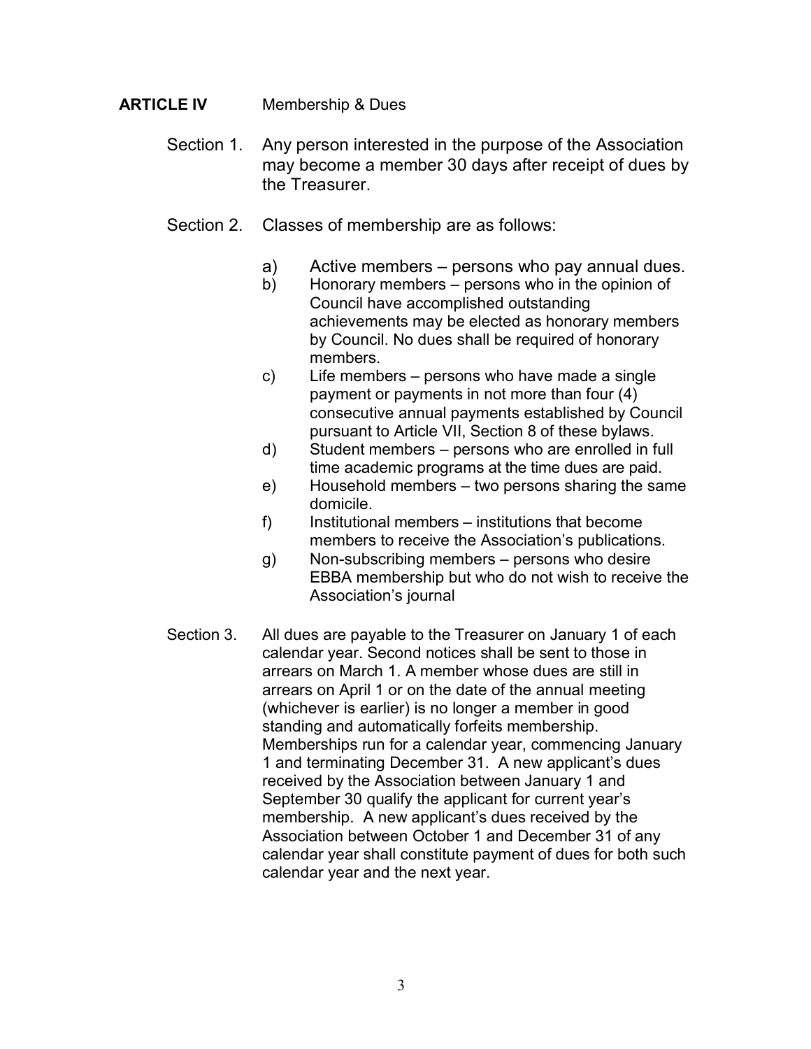## ARTICLE IV Membership & Dues

Section 1. Any person interested in the purpose of the Association may become a member 30 days after receipt of dues by the Treasurer.

Section 2. Classes of membership are as follows:

a) Active members – persons who pay annual dues.
b) Honorary members – persons who in the opinion of Council have accomplished outstanding achievements may be elected as honorary members by Council. No dues shall be required of honorary members.
c) Life members – persons who have made a single payment or payments in not more than four (4) consecutive annual payments established by Council pursuant to Article VII, Section 8 of these bylaws.
d) Student members – persons who are enrolled in full time academic programs at the time dues are paid.
e) Household members – two persons sharing the same domicile.
f) Institutional members – institutions that become members to receive the Association's publications.
g) Non-subscribing members – persons who desire EBBA membership but who do not wish to receive the Association's journal

Section 3. All dues are payable to the Treasurer on January 1 of each calendar year. Second notices shall be sent to those in arrears on March 1. A member whose dues are still in arrears on April 1 or on the date of the annual meeting (whichever is earlier) is no longer a member in good standing and automatically forfeits membership. Memberships run for a calendar year, commencing January 1 and terminating December 31. A new applicant's dues received by the Association between January 1 and September 30 qualify the applicant for current year's membership. A new applicant's dues received by the Association between October 1 and December 31 of any calendar year shall constitute payment of dues for both such calendar year and the next year.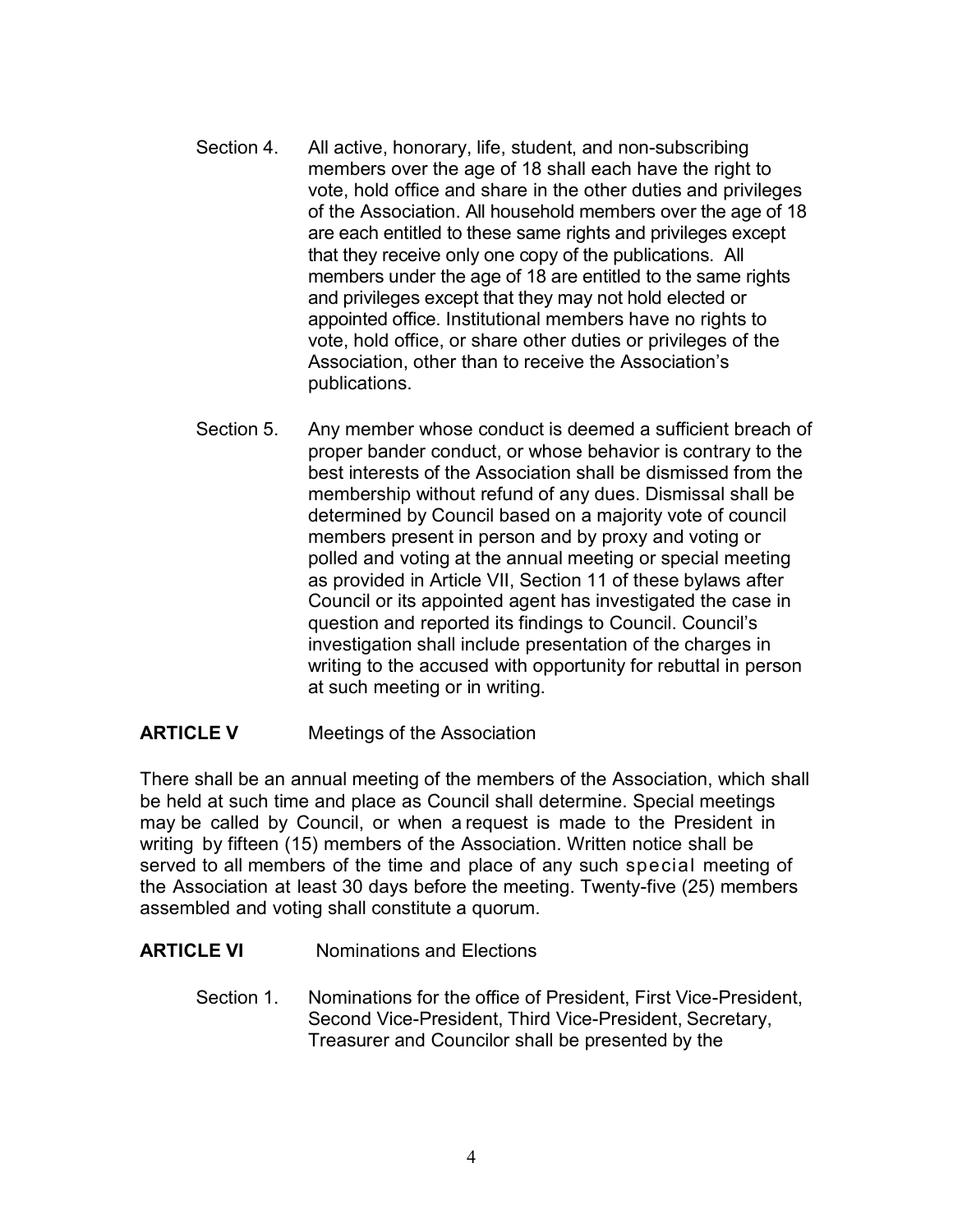Section 4. All active, honorary, life, student, and non-subscribing members over the age of 18 shall each have the right to vote, hold office and share in the other duties and privileges of the Association. All household members over the age of 18 are each entitled to these same rights and privileges except that they receive only one copy of the publications. All members under the age of 18 are entitled to the same rights and privileges except that they may not hold elected or appointed office. Institutional members have no rights to vote, hold office, or share other duties or privileges of the Association, other than to receive the Association's publications.

Section 5. Any member whose conduct is deemed a sufficient breach of proper bander conduct, or whose behavior is contrary to the best interests of the Association shall be dismissed from the membership without refund of any dues. Dismissal shall be determined by Council based on a majority vote of council members present in person and by proxy and voting or polled and voting at the annual meeting or special meeting as provided in Article VII, Section 11 of these bylaws after Council or its appointed agent has investigated the case in question and reported its findings to Council. Council's investigation shall include presentation of the charges in writing to the accused with opportunity for rebuttal in person at such meeting or in writing.

## ARTICLE V Meetings of the Association

There shall be an annual meeting of the members of the Association, which shall be held at such time and place as Council shall determine. Special meetings may be called by Council, or when a request is made to the President in writing by fifteen (15) members of the Association. Written notice shall be served to all members of the time and place of any such special meeting of the Association at least 30 days before the meeting. Twenty-five (25) members assembled and voting shall constitute a quorum.

## ARTICLE VI Nominations and Elections

Section 1. Nominations for the office of President, First Vice-President, Second Vice-President, Third Vice-President, Secretary, Treasurer and Councilor shall be presented by the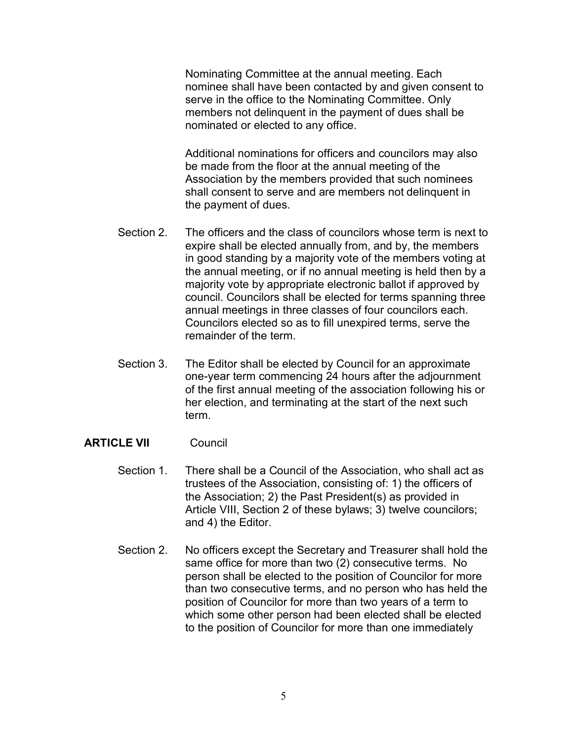Nominating Committee at the annual meeting. Each nominee shall have been contacted by and given consent to serve in the office to the Nominating Committee. Only members not delinquent in the payment of dues shall be nominated or elected to any office.

Additional nominations for officers and councilors may also be made from the floor at the annual meeting of the Association by the members provided that such nominees shall consent to serve and are members not delinquent in the payment of dues.

Section 2. The officers and the class of councilors whose term is next to expire shall be elected annually from, and by, the members in good standing by a majority vote of the members voting at the annual meeting, or if no annual meeting is held then by a majority vote by appropriate electronic ballot if approved by council. Councilors shall be elected for terms spanning three annual meetings in three classes of four councilors each. Councilors elected so as to fill unexpired terms, serve the remainder of the term.

Section 3. The Editor shall be elected by Council for an approximate one-year term commencing 24 hours after the adjournment of the first annual meeting of the association following his or her election, and terminating at the start of the next such term.

## ARTICLE VII Council

Section 1. There shall be a Council of the Association, who shall act as trustees of the Association, consisting of: 1) the officers of the Association; 2) the Past President(s) as provided in Article VIII, Section 2 of these bylaws; 3) twelve councilors; and 4) the Editor.

Section 2. No officers except the Secretary and Treasurer shall hold the same office for more than two (2) consecutive terms. No person shall be elected to the position of Councilor for more than two consecutive terms, and no person who has held the position of Councilor for more than two years of a term to which some other person had been elected shall be elected to the position of Councilor for more than one immediately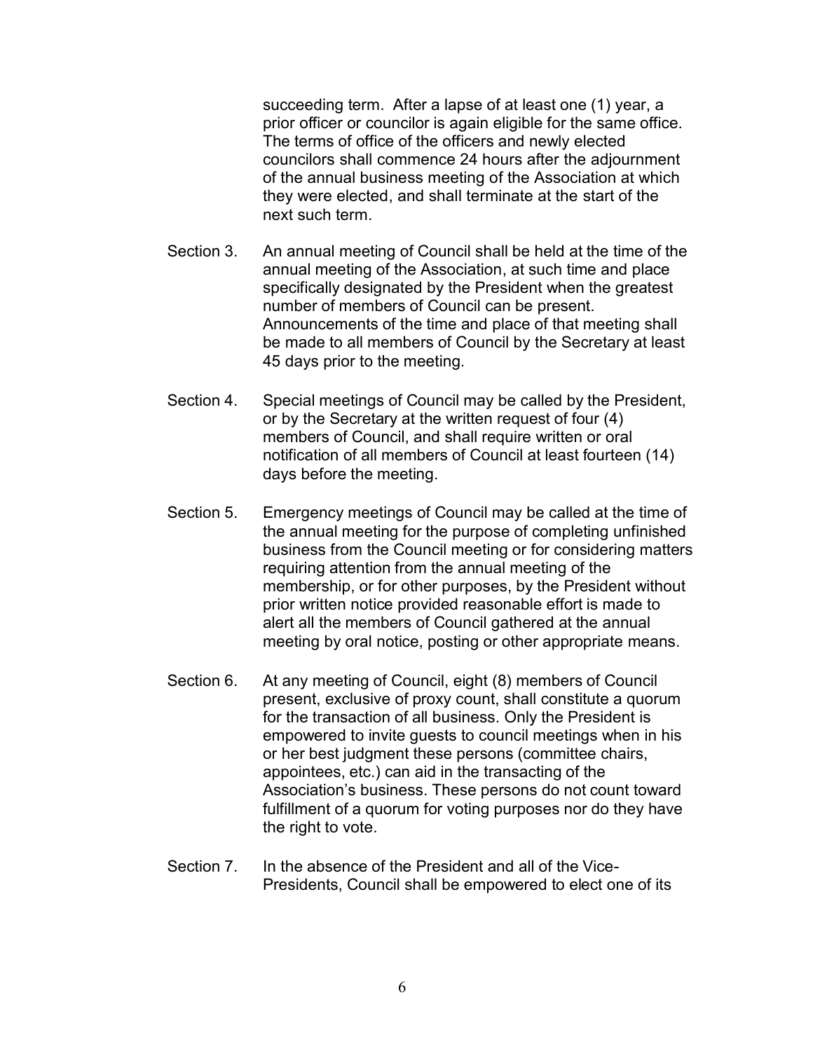succeeding term. After a lapse of at least one (1) year, a prior officer or councilor is again eligible for the same office. The terms of office of the officers and newly elected councilors shall commence 24 hours after the adjournment of the annual business meeting of the Association at which they were elected, and shall terminate at the start of the next such term.

Section 3. An annual meeting of Council shall be held at the time of the annual meeting of the Association, at such time and place specifically designated by the President when the greatest number of members of Council can be present. Announcements of the time and place of that meeting shall be made to all members of Council by the Secretary at least 45 days prior to the meeting.

Section 4. Special meetings of Council may be called by the President, or by the Secretary at the written request of four (4) members of Council, and shall require written or oral notification of all members of Council at least fourteen (14) days before the meeting.

Section 5. Emergency meetings of Council may be called at the time of the annual meeting for the purpose of completing unfinished business from the Council meeting or for considering matters requiring attention from the annual meeting of the membership, or for other purposes, by the President without prior written notice provided reasonable effort is made to alert all the members of Council gathered at the annual meeting by oral notice, posting or other appropriate means.

Section 6. At any meeting of Council, eight (8) members of Council present, exclusive of proxy count, shall constitute a quorum for the transaction of all business. Only the President is empowered to invite guests to council meetings when in his or her best judgment these persons (committee chairs, appointees, etc.) can aid in the transacting of the Association's business. These persons do not count toward fulfillment of a quorum for voting purposes nor do they have the right to vote.

Section 7. In the absence of the President and all of the Vice-Presidents, Council shall be empowered to elect one of its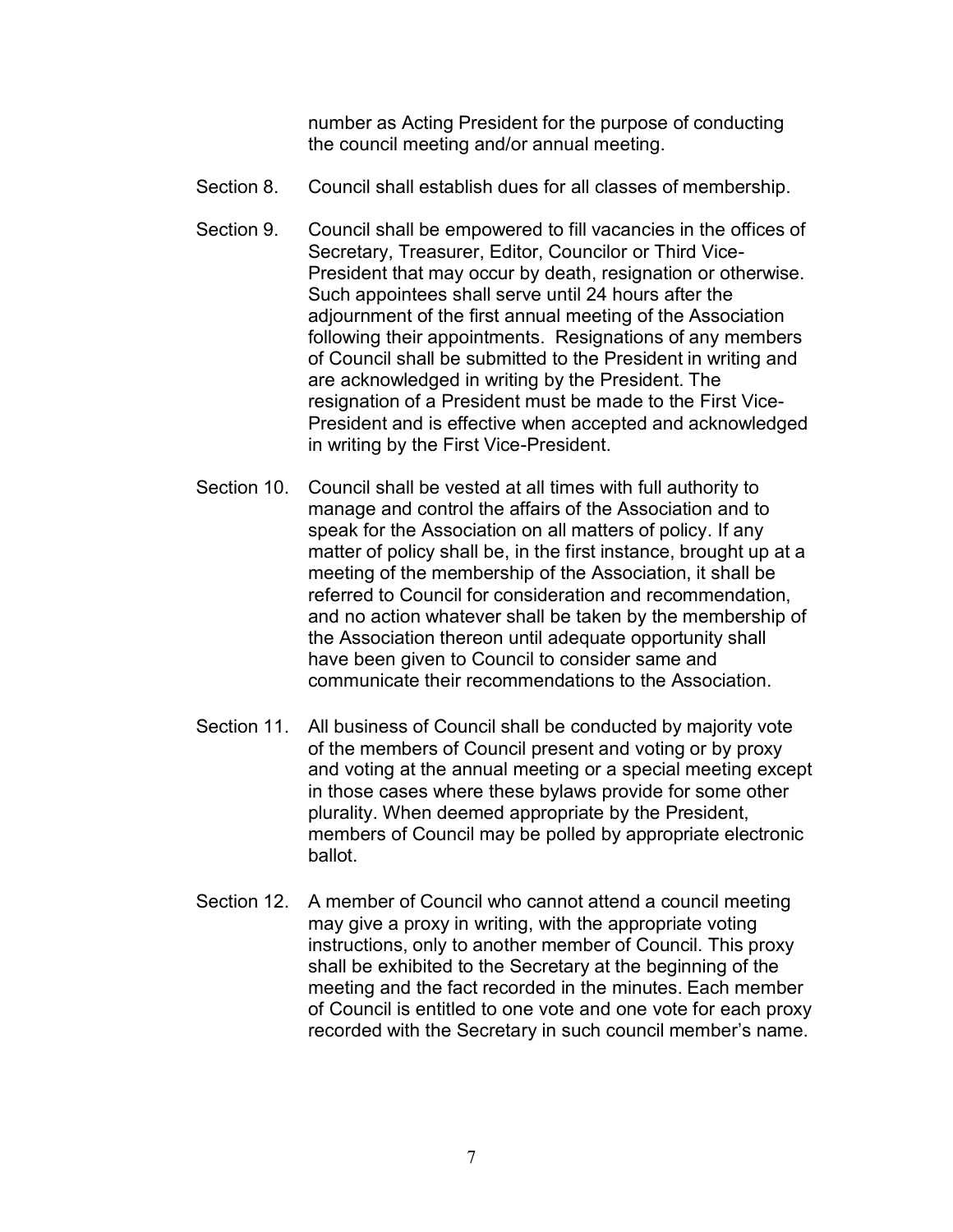number as Acting President for the purpose of conducting the council meeting and/or annual meeting.

Section 8. Council shall establish dues for all classes of membership.

Section 9. Council shall be empowered to fill vacancies in the offices of Secretary, Treasurer, Editor, Councilor or Third Vice-President that may occur by death, resignation or otherwise. Such appointees shall serve until 24 hours after the adjournment of the first annual meeting of the Association following their appointments. Resignations of any members of Council shall be submitted to the President in writing and are acknowledged in writing by the President. The resignation of a President must be made to the First Vice-President and is effective when accepted and acknowledged in writing by the First Vice-President.

Section 10. Council shall be vested at all times with full authority to manage and control the affairs of the Association and to speak for the Association on all matters of policy. If any matter of policy shall be, in the first instance, brought up at a meeting of the membership of the Association, it shall be referred to Council for consideration and recommendation, and no action whatever shall be taken by the membership of the Association thereon until adequate opportunity shall have been given to Council to consider same and communicate their recommendations to the Association.

Section 11. All business of Council shall be conducted by majority vote of the members of Council present and voting or by proxy and voting at the annual meeting or a special meeting except in those cases where these bylaws provide for some other plurality. When deemed appropriate by the President, members of Council may be polled by appropriate electronic ballot.

Section 12. A member of Council who cannot attend a council meeting may give a proxy in writing, with the appropriate voting instructions, only to another member of Council. This proxy shall be exhibited to the Secretary at the beginning of the meeting and the fact recorded in the minutes. Each member of Council is entitled to one vote and one vote for each proxy recorded with the Secretary in such council member's name.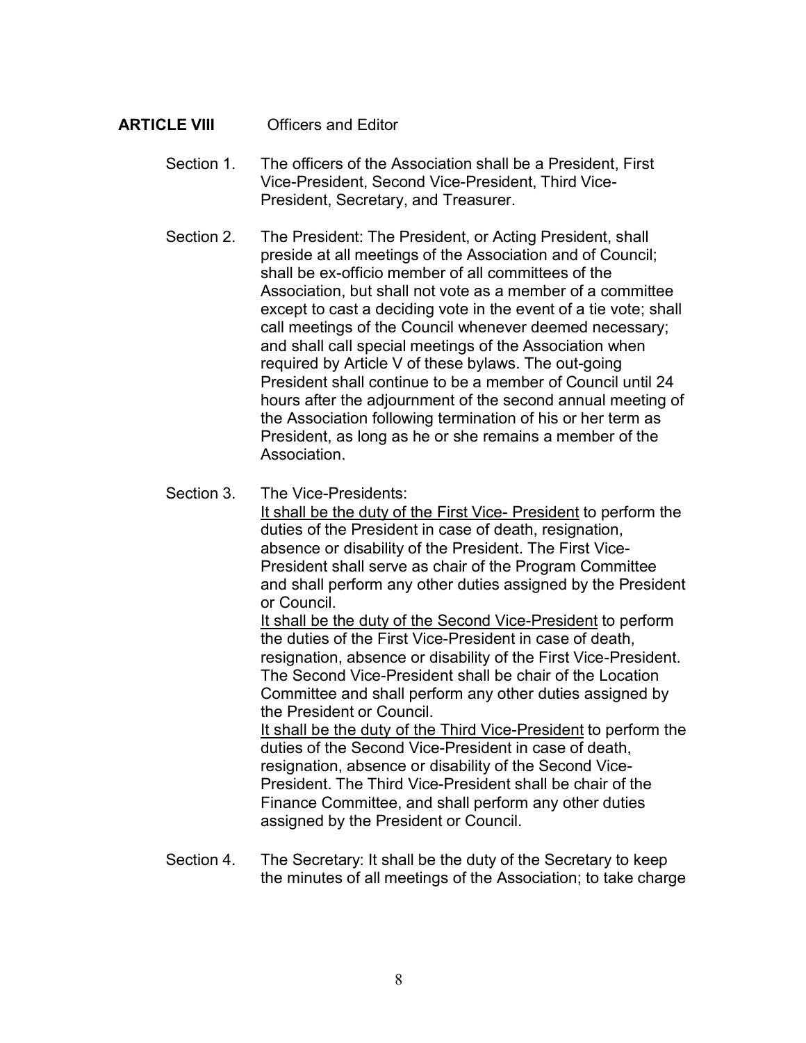## ARTICLE VIII Officers and Editor

Section 1. The officers of the Association shall be a President, First Vice-President, Second Vice-President, Third Vice-President, Secretary, and Treasurer.

Section 2. The President: The President, or Acting President, shall preside at all meetings of the Association and of Council; shall be ex-officio member of all committees of the Association, but shall not vote as a member of a committee except to cast a deciding vote in the event of a tie vote; shall call meetings of the Council whenever deemed necessary; and shall call special meetings of the Association when required by Article V of these bylaws. The out-going President shall continue to be a member of Council until 24 hours after the adjournment of the second annual meeting of the Association following termination of his or her term as President, as long as he or she remains a member of the Association.

Section 3. The Vice-Presidents:

<u>It shall be the duty of the First Vice- President</u> to perform the duties of the President in case of death, resignation, absence or disability of the President. The First Vice-President shall serve as chair of the Program Committee and shall perform any other duties assigned by the President or Council.

<u>It shall be the duty of the Second Vice-President</u> to perform the duties of the First Vice-President in case of death, resignation, absence or disability of the First Vice-President. The Second Vice-President shall be chair of the Location Committee and shall perform any other duties assigned by the President or Council.

<u>It shall be the duty of the Third Vice-President</u> to perform the duties of the Second Vice-President in case of death, resignation, absence or disability of the Second Vice-President. The Third Vice-President shall be chair of the Finance Committee, and shall perform any other duties assigned by the President or Council.

Section 4. The Secretary: It shall be the duty of the Secretary to keep the minutes of all meetings of the Association; to take charge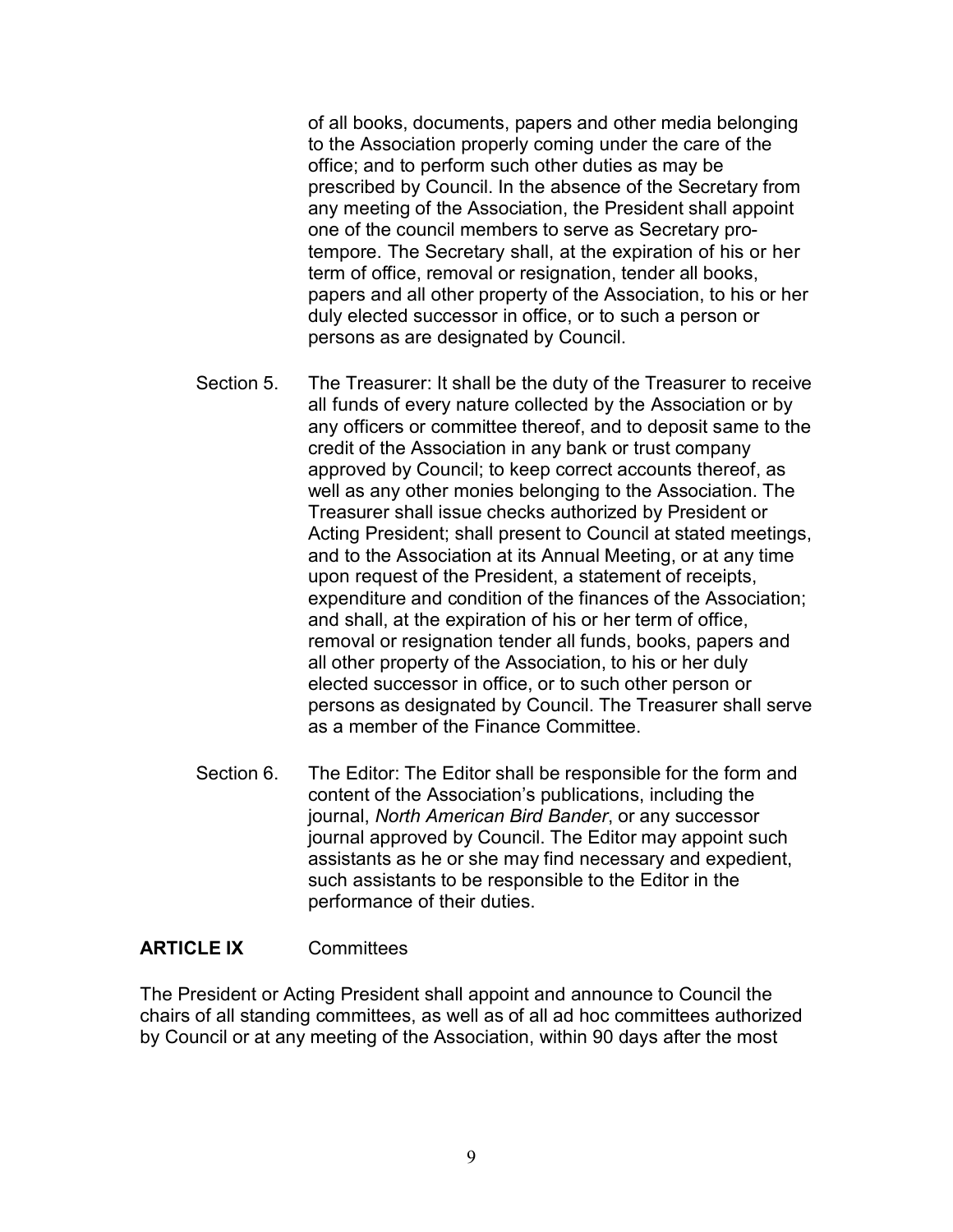of all books, documents, papers and other media belonging to the Association properly coming under the care of the office; and to perform such other duties as may be prescribed by Council. In the absence of the Secretary from any meeting of the Association, the President shall appoint one of the council members to serve as Secretary pro-tempore. The Secretary shall, at the expiration of his or her term of office, removal or resignation, tender all books, papers and all other property of the Association, to his or her duly elected successor in office, or to such a person or persons as are designated by Council.

Section 5. The Treasurer: It shall be the duty of the Treasurer to receive all funds of every nature collected by the Association or by any officers or committee thereof, and to deposit same to the credit of the Association in any bank or trust company approved by Council; to keep correct accounts thereof, as well as any other monies belonging to the Association. The Treasurer shall issue checks authorized by President or Acting President; shall present to Council at stated meetings, and to the Association at its Annual Meeting, or at any time upon request of the President, a statement of receipts, expenditure and condition of the finances of the Association; and shall, at the expiration of his or her term of office, removal or resignation tender all funds, books, papers and all other property of the Association, to his or her duly elected successor in office, or to such other person or persons as designated by Council. The Treasurer shall serve as a member of the Finance Committee.

Section 6. The Editor: The Editor shall be responsible for the form and content of the Association's publications, including the journal, *North American Bird Bander*, or any successor journal approved by Council. The Editor may appoint such assistants as he or she may find necessary and expedient, such assistants to be responsible to the Editor in the performance of their duties.

## ARTICLE IX Committees

The President or Acting President shall appoint and announce to Council the chairs of all standing committees, as well as of all ad hoc committees authorized by Council or at any meeting of the Association, within 90 days after the most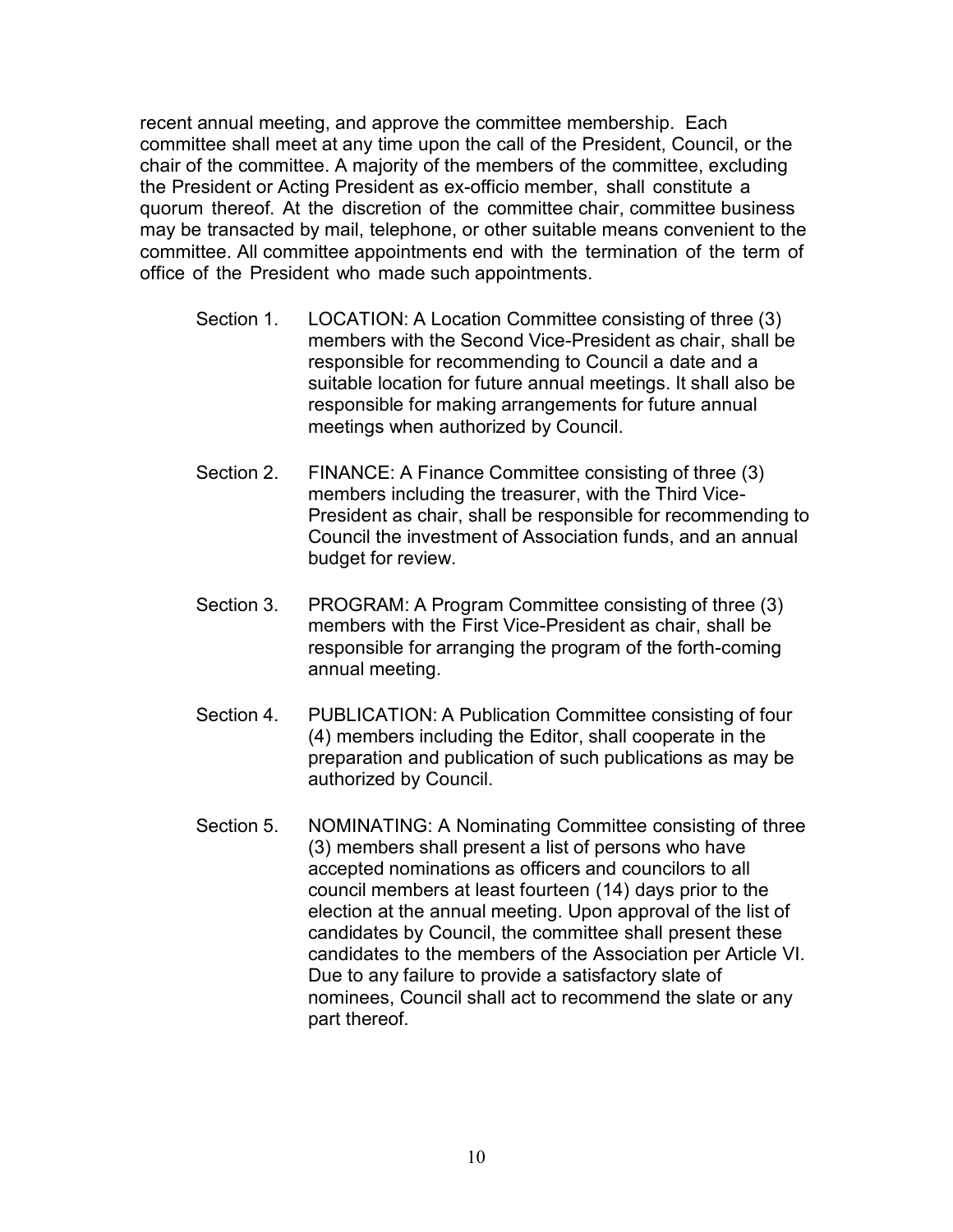recent annual meeting, and approve the committee membership. Each committee shall meet at any time upon the call of the President, Council, or the chair of the committee. A majority of the members of the committee, excluding the President or Acting President as ex-officio member, shall constitute a quorum thereof. At the discretion of the committee chair, committee business may be transacted by mail, telephone, or other suitable means convenient to the committee. All committee appointments end with the termination of the term of office of the President who made such appointments.

Section 1. LOCATION: A Location Committee consisting of three (3) members with the Second Vice-President as chair, shall be responsible for recommending to Council a date and a suitable location for future annual meetings. It shall also be responsible for making arrangements for future annual meetings when authorized by Council.

Section 2. FINANCE: A Finance Committee consisting of three (3) members including the treasurer, with the Third Vice-President as chair, shall be responsible for recommending to Council the investment of Association funds, and an annual budget for review.

Section 3. PROGRAM: A Program Committee consisting of three (3) members with the First Vice-President as chair, shall be responsible for arranging the program of the forth-coming annual meeting.

Section 4. PUBLICATION: A Publication Committee consisting of four (4) members including the Editor, shall cooperate in the preparation and publication of such publications as may be authorized by Council.

Section 5. NOMINATING: A Nominating Committee consisting of three (3) members shall present a list of persons who have accepted nominations as officers and councilors to all council members at least fourteen (14) days prior to the election at the annual meeting. Upon approval of the list of candidates by Council, the committee shall present these candidates to the members of the Association per Article VI. Due to any failure to provide a satisfactory slate of nominees, Council shall act to recommend the slate or any part thereof.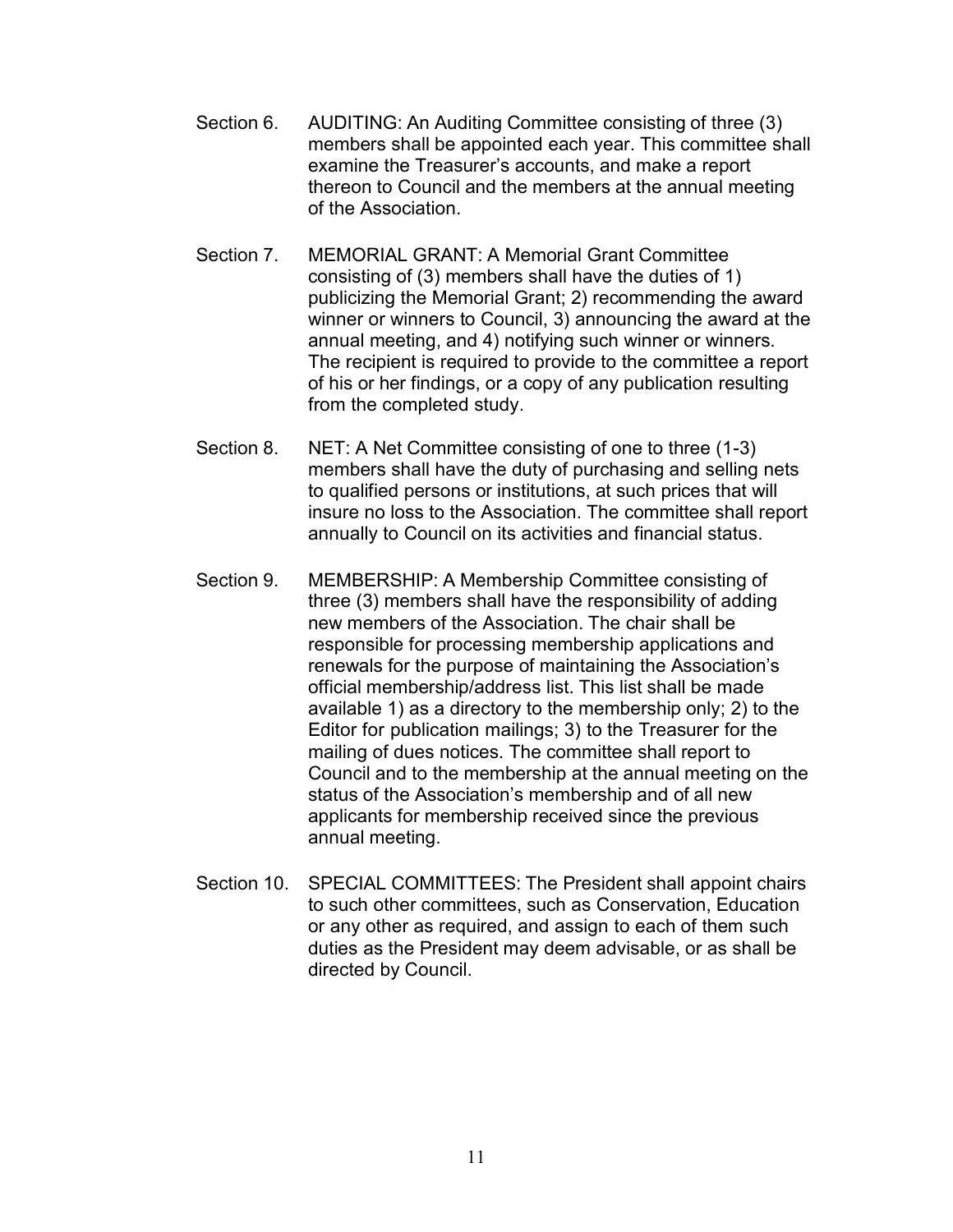Section 6. AUDITING: An Auditing Committee consisting of three (3) members shall be appointed each year. This committee shall examine the Treasurer's accounts, and make a report thereon to Council and the members at the annual meeting of the Association.

Section 7. MEMORIAL GRANT: A Memorial Grant Committee consisting of (3) members shall have the duties of 1) publicizing the Memorial Grant; 2) recommending the award winner or winners to Council, 3) announcing the award at the annual meeting, and 4) notifying such winner or winners. The recipient is required to provide to the committee a report of his or her findings, or a copy of any publication resulting from the completed study.

Section 8. NET: A Net Committee consisting of one to three (1-3) members shall have the duty of purchasing and selling nets to qualified persons or institutions, at such prices that will insure no loss to the Association. The committee shall report annually to Council on its activities and financial status.

Section 9. MEMBERSHIP: A Membership Committee consisting of three (3) members shall have the responsibility of adding new members of the Association. The chair shall be responsible for processing membership applications and renewals for the purpose of maintaining the Association's official membership/address list. This list shall be made available 1) as a directory to the membership only; 2) to the Editor for publication mailings; 3) to the Treasurer for the mailing of dues notices. The committee shall report to Council and to the membership at the annual meeting on the status of the Association's membership and of all new applicants for membership received since the previous annual meeting.

Section 10. SPECIAL COMMITTEES: The President shall appoint chairs to such other committees, such as Conservation, Education or any other as required, and assign to each of them such duties as the President may deem advisable, or as shall be directed by Council.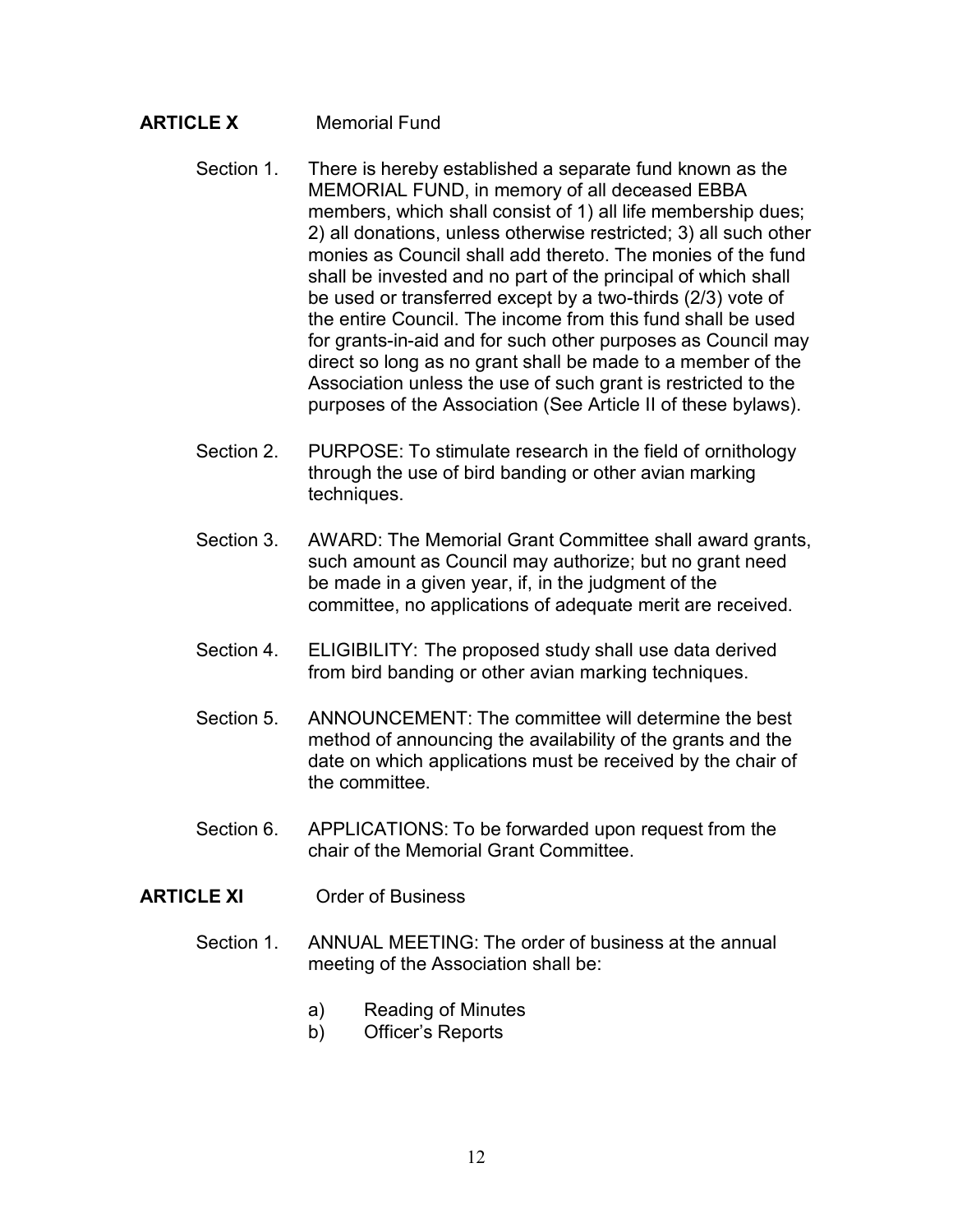## ARTICLE X Memorial Fund

Section 1. There is hereby established a separate fund known as the MEMORIAL FUND, in memory of all deceased EBBA members, which shall consist of 1) all life membership dues; 2) all donations, unless otherwise restricted; 3) all such other monies as Council shall add thereto. The monies of the fund shall be invested and no part of the principal of which shall be used or transferred except by a two-thirds (2/3) vote of the entire Council. The income from this fund shall be used for grants-in-aid and for such other purposes as Council may direct so long as no grant shall be made to a member of the Association unless the use of such grant is restricted to the purposes of the Association (See Article II of these bylaws).

Section 2. PURPOSE: To stimulate research in the field of ornithology through the use of bird banding or other avian marking techniques.

Section 3. AWARD: The Memorial Grant Committee shall award grants, such amount as Council may authorize; but no grant need be made in a given year, if, in the judgment of the committee, no applications of adequate merit are received.

Section 4. ELIGIBILITY: The proposed study shall use data derived from bird banding or other avian marking techniques.

Section 5. ANNOUNCEMENT: The committee will determine the best method of announcing the availability of the grants and the date on which applications must be received by the chair of the committee.

Section 6. APPLICATIONS: To be forwarded upon request from the chair of the Memorial Grant Committee.

## ARTICLE XI Order of Business

Section 1. ANNUAL MEETING: The order of business at the annual meeting of the Association shall be:

a) Reading of Minutes
b) Officer's Reports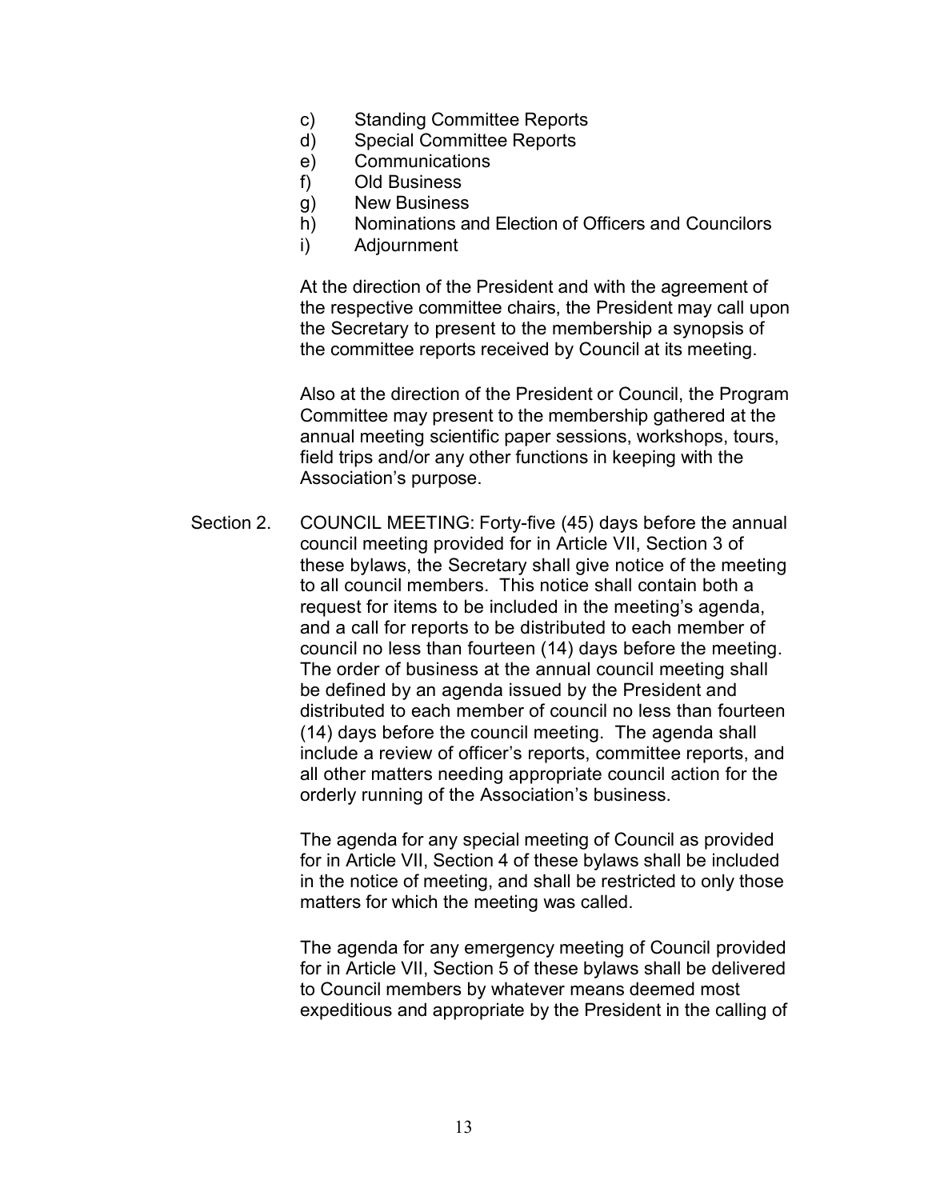c) Standing Committee Reports
d) Special Committee Reports
e) Communications
f) Old Business
g) New Business
h) Nominations and Election of Officers and Councilors
i) Adjournment

At the direction of the President and with the agreement of the respective committee chairs, the President may call upon the Secretary to present to the membership a synopsis of the committee reports received by Council at its meeting.

Also at the direction of the President or Council, the Program Committee may present to the membership gathered at the annual meeting scientific paper sessions, workshops, tours, field trips and/or any other functions in keeping with the Association's purpose.

Section 2. COUNCIL MEETING: Forty-five (45) days before the annual council meeting provided for in Article VII, Section 3 of these bylaws, the Secretary shall give notice of the meeting to all council members. This notice shall contain both a request for items to be included in the meeting's agenda, and a call for reports to be distributed to each member of council no less than fourteen (14) days before the meeting. The order of business at the annual council meeting shall be defined by an agenda issued by the President and distributed to each member of council no less than fourteen (14) days before the council meeting. The agenda shall include a review of officer's reports, committee reports, and all other matters needing appropriate council action for the orderly running of the Association's business.

The agenda for any special meeting of Council as provided for in Article VII, Section 4 of these bylaws shall be included in the notice of meeting, and shall be restricted to only those matters for which the meeting was called.

The agenda for any emergency meeting of Council provided for in Article VII, Section 5 of these bylaws shall be delivered to Council members by whatever means deemed most expeditious and appropriate by the President in the calling of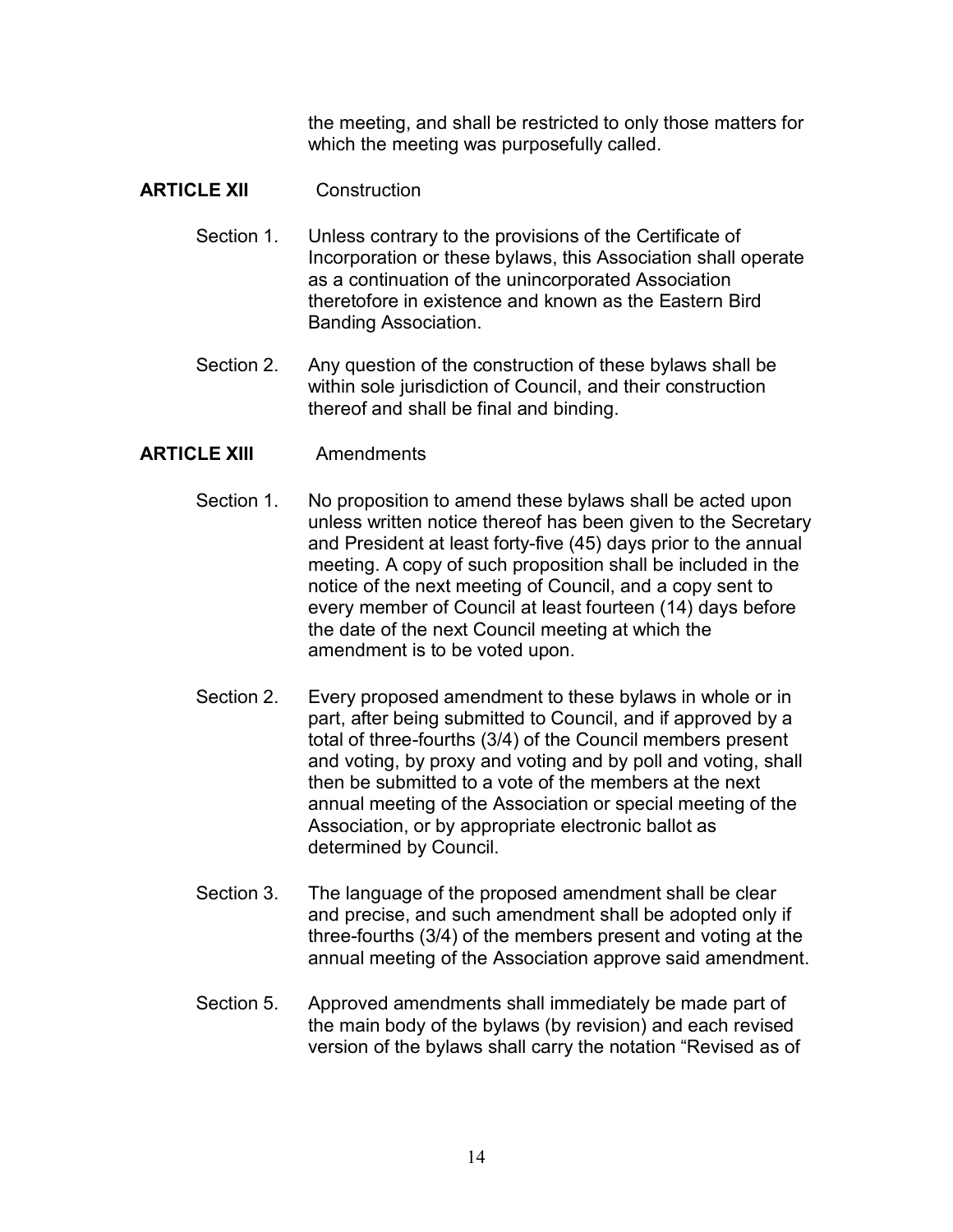the meeting, and shall be restricted to only those matters for which the meeting was purposefully called.

## ARTICLE XII Construction

Section 1. Unless contrary to the provisions of the Certificate of Incorporation or these bylaws, this Association shall operate as a continuation of the unincorporated Association theretofore in existence and known as the Eastern Bird Banding Association.

Section 2. Any question of the construction of these bylaws shall be within sole jurisdiction of Council, and their construction thereof and shall be final and binding.

## ARTICLE XIII Amendments

Section 1. No proposition to amend these bylaws shall be acted upon unless written notice thereof has been given to the Secretary and President at least forty-five (45) days prior to the annual meeting. A copy of such proposition shall be included in the notice of the next meeting of Council, and a copy sent to every member of Council at least fourteen (14) days before the date of the next Council meeting at which the amendment is to be voted upon.

Section 2. Every proposed amendment to these bylaws in whole or in part, after being submitted to Council, and if approved by a total of three-fourths (3/4) of the Council members present and voting, by proxy and voting and by poll and voting, shall then be submitted to a vote of the members at the next annual meeting of the Association or special meeting of the Association, or by appropriate electronic ballot as determined by Council.

Section 3. The language of the proposed amendment shall be clear and precise, and such amendment shall be adopted only if three-fourths (3/4) of the members present and voting at the annual meeting of the Association approve said amendment.

Section 5. Approved amendments shall immediately be made part of the main body of the bylaws (by revision) and each revised version of the bylaws shall carry the notation "Revised as of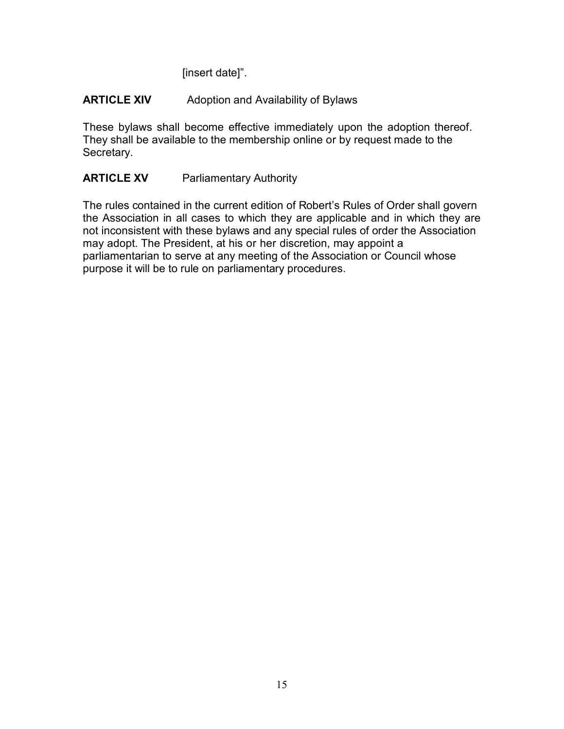[insert date]".

**ARTICLE XIV** Adoption and Availability of Bylaws

These bylaws shall become effective immediately upon the adoption thereof. They shall be available to the membership online or by request made to the Secretary.

**ARTICLE XV** Parliamentary Authority

The rules contained in the current edition of Robert's Rules of Order shall govern the Association in all cases to which they are applicable and in which they are not inconsistent with these bylaws and any special rules of order the Association may adopt. The President, at his or her discretion, may appoint a parliamentarian to serve at any meeting of the Association or Council whose purpose it will be to rule on parliamentary procedures.